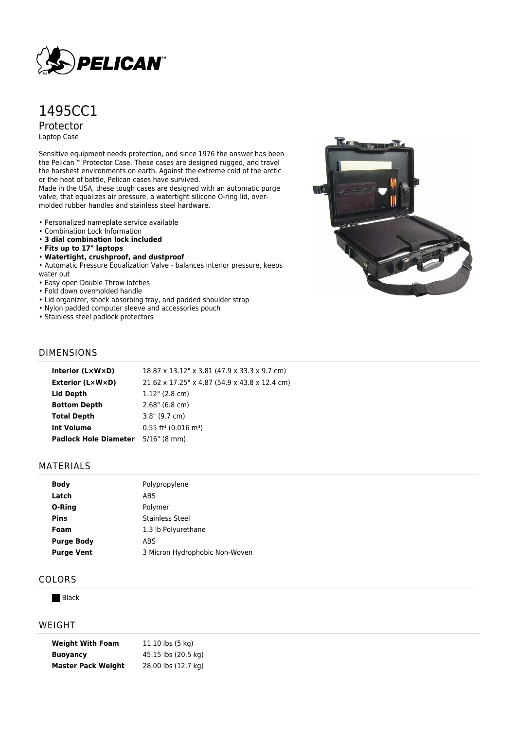# 1495CC1

## Protector

Laptop Case

Sensitive equipment needs protection, and since 1976 the answer has been the Pelican™ Protector Case. These cases are designed rugged, and travel the harshest environments on earth. Against the extreme cold of the arctic or the heat of battle, Pelican cases have survived.
Made in the USA, these tough cases are designed with an automatic purge valve, that equalizes air pressure, a watertight silicone O-ring lid, over-molded rubber handles and stainless steel hardware.

- Personalized nameplate service available
- Combination Lock Information
- **3 dial combination lock included**
- **Fits up to 17" laptops**
- **Watertight, crushproof, and dustproof**
- Automatic Pressure Equalization Valve - balances interior pressure, keeps water out
- Easy open Double Throw latches
- Fold down overmolded handle
- Lid organizer, shock absorbing tray, and padded shoulder strap
- Nylon padded computer sleeve and accessories pouch
- Stainless steel padlock protectors

## DIMENSIONS

| | |
|---|---|
| **Interior (L×W×D)** | 18.87 x 13.12" x 3.81 (47.9 x 33.3 x 9.7 cm) |
| **Exterior (L×W×D)** | 21.62 x 17.25" x 4.87 (54.9 x 43.8 x 12.4 cm) |
| **Lid Depth** | 1.12" (2.8 cm) |
| **Bottom Depth** | 2.68" (6.8 cm) |
| **Total Depth** | 3.8" (9.7 cm) |
| **Int Volume** | 0.55 $ft^3$ (0.016 $m^3$) |
| **Padlock Hole Diameter** | 5/16" (8 mm) |

## MATERIALS

| | |
|---|---|
| **Body** | Polypropylene |
| **Latch** | ABS |
| **O-Ring** | Polymer |
| **Pins** | Stainless Steel |
| **Foam** | 1.3 lb Polyurethane |
| **Purge Body** | ABS |
| **Purge Vent** | 3 Micron Hydrophobic Non-Woven |

## COLORS

Black

## WEIGHT

| | |
|---|---|
| **Weight With Foam** | 11.10 lbs (5 kg) |
| **Buoyancy** | 45.15 lbs (20.5 kg) |
| **Master Pack Weight** | 28.00 lbs (12.7 kg) |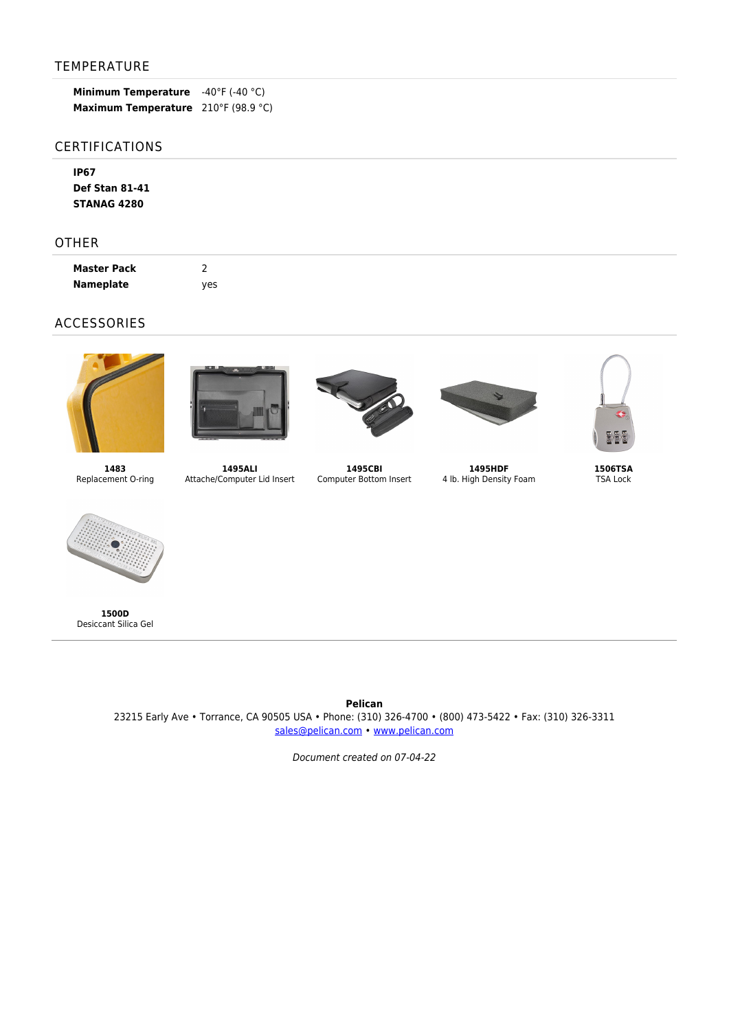## TEMPERATURE

| | |
|---|---|
| **Minimum Temperature** | -40°F (-40 °C) |
| **Maximum Temperature** | 210°F (98.9 °C) |

## CERTIFICATIONS

**IP67**
**Def Stan 81-41**
**STANAG 4280**

## OTHER

| | |
|---|---|
| **Master Pack** | 2 |
| **Nameplate** | yes |

## ACCESSORIES

**1483**
Replacement O-ring

**1495ALI**
Attache/Computer Lid Insert

**1495CBI**
Computer Bottom Insert

**1495HDF**
4 lb. High Density Foam

**1506TSA**
TSA Lock

**1500D**
Desiccant Silica Gel

**Pelican**
23215 Early Ave • Torrance, CA 90505 USA • Phone: (310) 326-4700 • (800) 473-5422 • Fax: (310) 326-3311
sales@pelican.com • www.pelican.com

*Document created on 07-04-22*